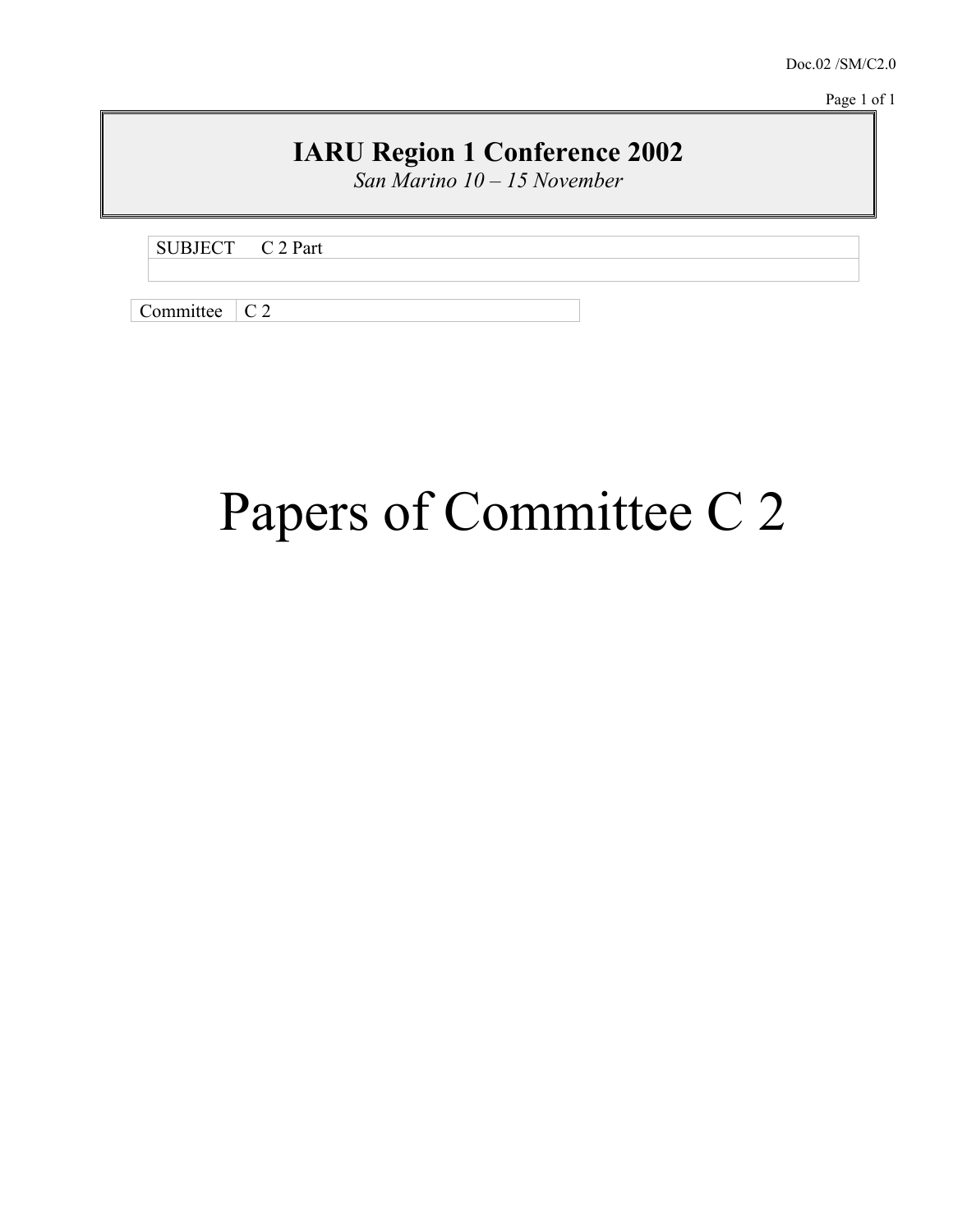# IARU Region 1 Conference 2002

*San Marino 10 – 15 November*

| | |
|---|---|
| SUBJECT | C 2 Part |
| | |

| | |
|---|---|
| Committee | C 2 |

# Papers of Committee C 2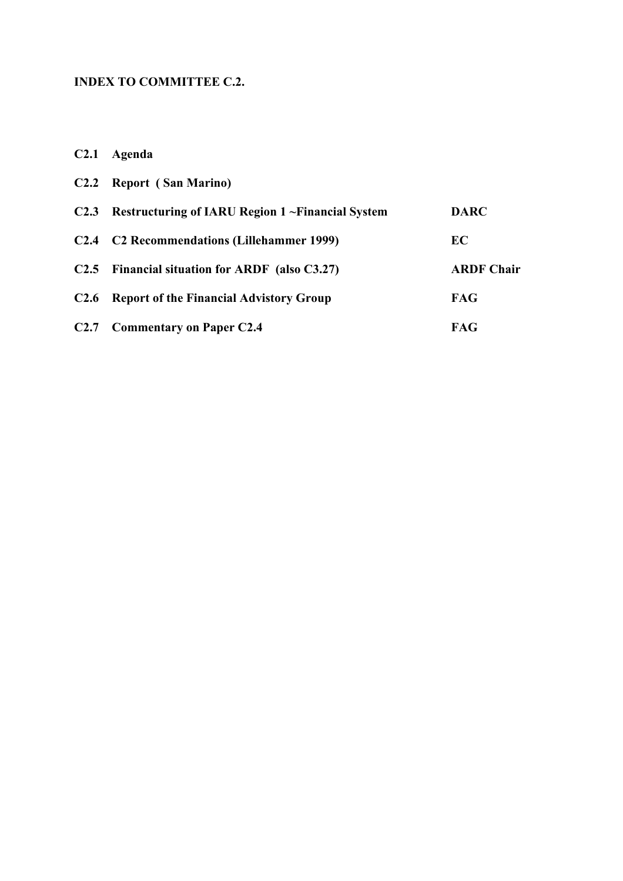**INDEX TO COMMITTEE C.2.**

| | | |
|---|---|---|
| **C2.1** | **Agenda** | |
| **C2.2** | **Report ( San Marino)** | |
| **C2.3** | **Restructuring of IARU Region 1 ~Financial System** | **DARC** |
| **C2.4** | **C2 Recommendations (Lillehammer 1999)** | **EC** |
| **C2.5** | **Financial situation for ARDF (also C3.27)** | **ARDF Chair** |
| **C2.6** | **Report of the Financial Advisory Group** | **FAG** |
| **C2.7** | **Commentary on Paper C2.4** | **FAG** |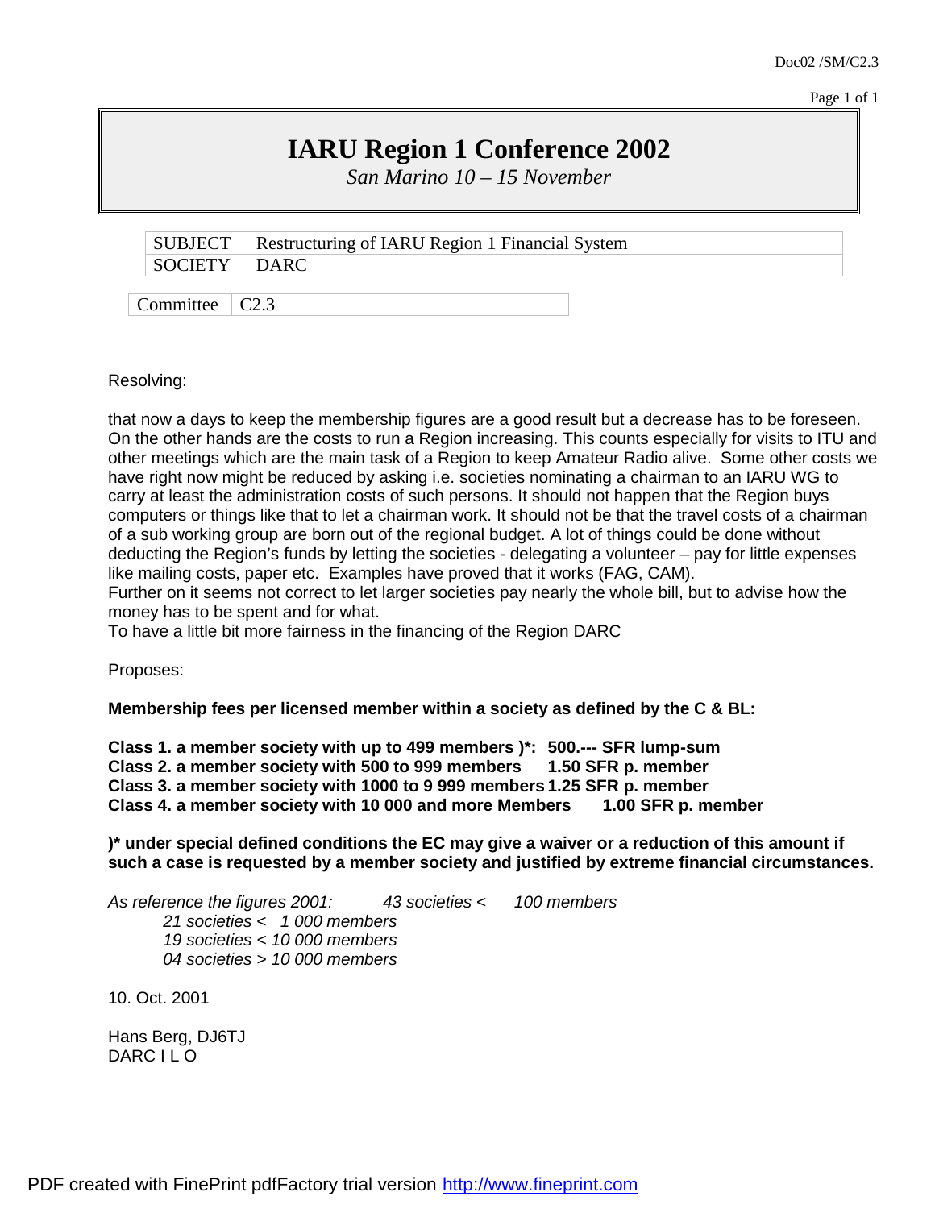Doc02 /SM/C2.3

# IARU Region 1 Conference 2002

*San Marino 10 – 15 November*

| | |
|---|---|
| SUBJECT | Restructuring of IARU Region 1 Financial System |
| SOCIETY | DARC |

| | |
|---|---|
| Committee | C2.3 |

Resolving:

that now a days to keep the membership figures are a good result but a decrease has to be foreseen. On the other hands are the costs to run a Region increasing. This counts especially for visits to ITU and other meetings which are the main task of a Region to keep Amateur Radio alive. Some other costs we have right now might be reduced by asking i.e. societies nominating a chairman to an IARU WG to carry at least the administration costs of such persons. It should not happen that the Region buys computers or things like that to let a chairman work. It should not be that the travel costs of a chairman of a sub working group are born out of the regional budget. A lot of things could be done without deducting the Region's funds by letting the societies - delegating a volunteer – pay for little expenses like mailing costs, paper etc. Examples have proved that it works (FAG, CAM).
Further on it seems not correct to let larger societies pay nearly the whole bill, but to advise how the money has to be spent and for what.
To have a little bit more fairness in the financing of the Region DARC

Proposes:

**Membership fees per licensed member within a society as defined by the C & BL:**

**Class 1. a member society with up to 499 members )\*: 500.--- SFR lump-sum**
**Class 2. a member society with 500 to 999 members 1.50 SFR p. member**
**Class 3. a member society with 1000 to 9 999 members 1.25 SFR p. member**
**Class 4. a member society with 10 000 and more Members 1.00 SFR p. member**

**)\* under special defined conditions the EC may give a waiver or a reduction of this amount if such a case is requested by a member society and justified by extreme financial circumstances.**

*As reference the figures 2001: 43 societies < 100 members*
*21 societies < 1 000 members*
*19 societies < 10 000 members*
*04 societies > 10 000 members*

10. Oct. 2001

Hans Berg, DJ6TJ
DARC I L O

PDF created with FinePrint pdfFactory trial version http://www.fineprint.com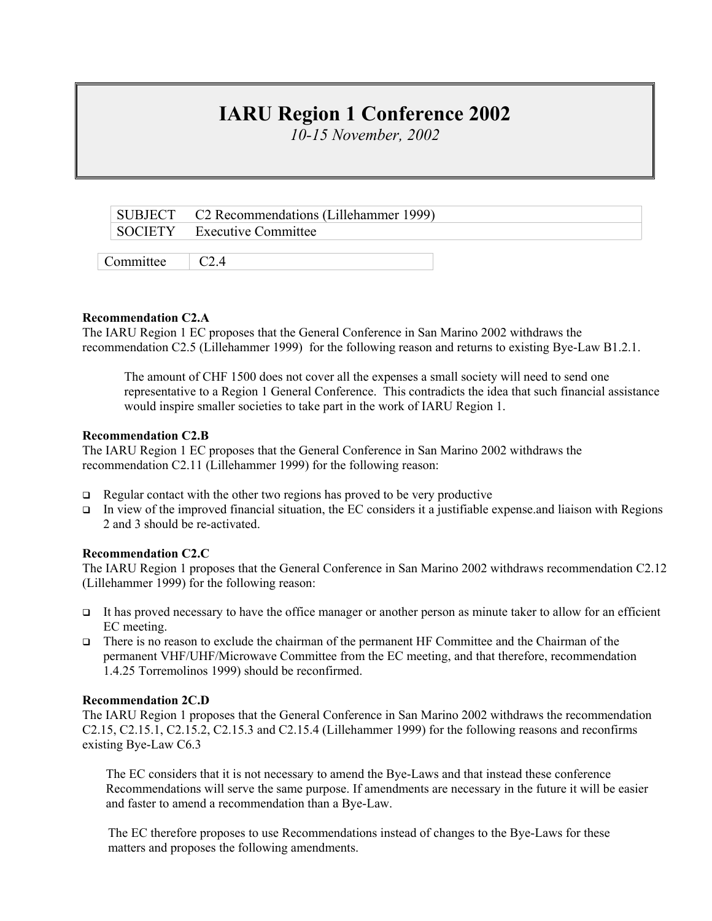# IARU Region 1 Conference 2002

*10-15 November, 2002*

| | |
|---|---|
| SUBJECT | C2 Recommendations (Lillehammer 1999) |
| SOCIETY | Executive Committee |

| | |
|---|---|
| Committee | C2.4 |

**Recommendation C2.A**
The IARU Region 1 EC proposes that the General Conference in San Marino 2002 withdraws the recommendation C2.5 (Lillehammer 1999) for the following reason and returns to existing Bye-Law B1.2.1.

> The amount of CHF 1500 does not cover all the expenses a small society will need to send one representative to a Region 1 General Conference. This contradicts the idea that such financial assistance would inspire smaller societies to take part in the work of IARU Region 1.

**Recommendation C2.B**
The IARU Region 1 EC proposes that the General Conference in San Marino 2002 withdraws the recommendation C2.11 (Lillehammer 1999) for the following reason:

- Regular contact with the other two regions has proved to be very productive
- In view of the improved financial situation, the EC considers it a justifiable expense.and liaison with Regions 2 and 3 should be re-activated.

**Recommendation C2.C**
The IARU Region 1 proposes that the General Conference in San Marino 2002 withdraws recommendation C2.12 (Lillehammer 1999) for the following reason:

- It has proved necessary to have the office manager or another person as minute taker to allow for an efficient EC meeting.
- There is no reason to exclude the chairman of the permanent HF Committee and the Chairman of the permanent VHF/UHF/Microwave Committee from the EC meeting, and that therefore, recommendation 1.4.25 Torremolinos 1999) should be reconfirmed.

**Recommendation 2C.D**
The IARU Region 1 proposes that the General Conference in San Marino 2002 withdraws the recommendation C2.15, C2.15.1, C2.15.2, C2.15.3 and C2.15.4 (Lillehammer 1999) for the following reasons and reconfirms existing Bye-Law C6.3

> The EC considers that it is not necessary to amend the Bye-Laws and that instead these conference Recommendations will serve the same purpose. If amendments are necessary in the future it will be easier and faster to amend a recommendation than a Bye-Law.
>
> The EC therefore proposes to use Recommendations instead of changes to the Bye-Laws for these matters and proposes the following amendments.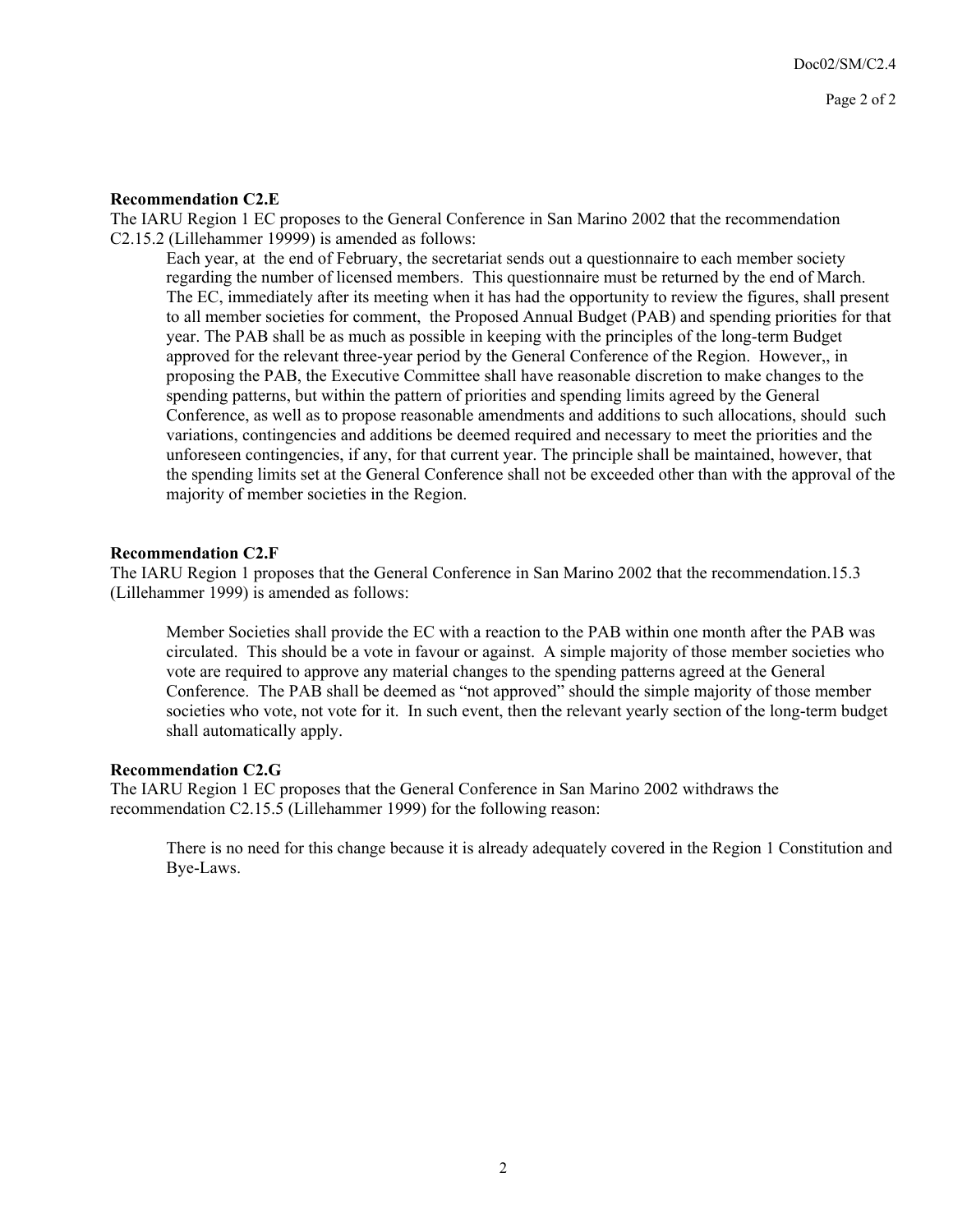**Recommendation C2.E**

The IARU Region 1 EC proposes to the General Conference in San Marino 2002 that the recommendation C2.15.2 (Lillehammer 19999) is amended as follows:

> Each year, at the end of February, the secretariat sends out a questionnaire to each member society regarding the number of licensed members. This questionnaire must be returned by the end of March. The EC, immediately after its meeting when it has had the opportunity to review the figures, shall present to all member societies for comment, the Proposed Annual Budget (PAB) and spending priorities for that year. The PAB shall be as much as possible in keeping with the principles of the long-term Budget approved for the relevant three-year period by the General Conference of the Region. However,, in proposing the PAB, the Executive Committee shall have reasonable discretion to make changes to the spending patterns, but within the pattern of priorities and spending limits agreed by the General Conference, as well as to propose reasonable amendments and additions to such allocations, should such variations, contingencies and additions be deemed required and necessary to meet the priorities and the unforeseen contingencies, if any, for that current year. The principle shall be maintained, however, that the spending limits set at the General Conference shall not be exceeded other than with the approval of the majority of member societies in the Region.

**Recommendation C2.F**

The IARU Region 1 proposes that the General Conference in San Marino 2002 that the recommendation.15.3 (Lillehammer 1999) is amended as follows:

> Member Societies shall provide the EC with a reaction to the PAB within one month after the PAB was circulated. This should be a vote in favour or against. A simple majority of those member societies who vote are required to approve any material changes to the spending patterns agreed at the General Conference. The PAB shall be deemed as "not approved" should the simple majority of those member societies who vote, not vote for it. In such event, then the relevant yearly section of the long-term budget shall automatically apply.

**Recommendation C2.G**

The IARU Region 1 EC proposes that the General Conference in San Marino 2002 withdraws the recommendation C2.15.5 (Lillehammer 1999) for the following reason:

> There is no need for this change because it is already adequately covered in the Region 1 Constitution and Bye-Laws.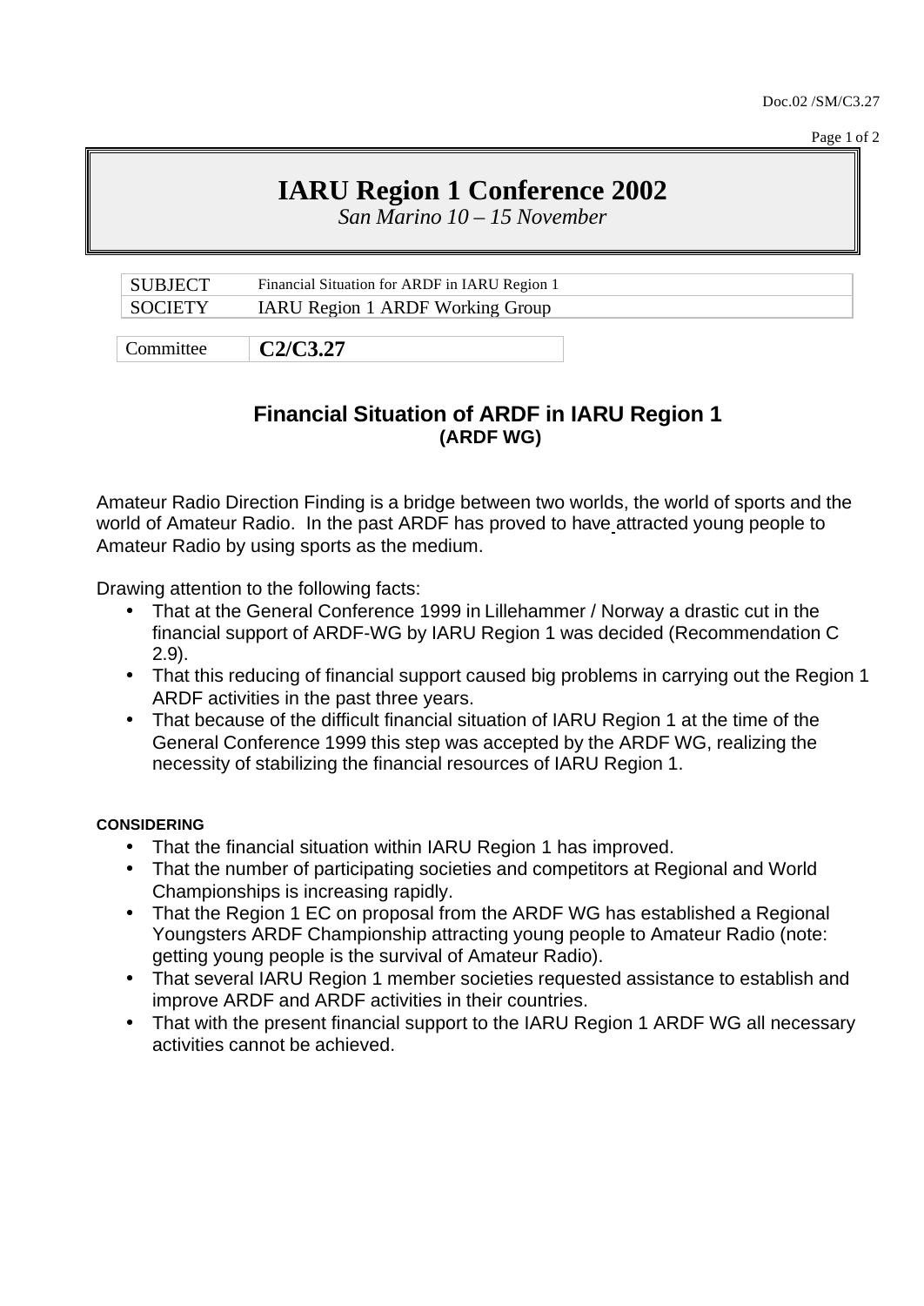Doc.02 /SM/C3.27

# IARU Region 1 Conference 2002

*San Marino 10 – 15 November*

| | |
|---|---|
| SUBJECT | Financial Situation for ARDF in IARU Region 1 |
| SOCIETY | IARU Region 1 ARDF Working Group |

| | |
|---|---|
| Committee | **C2/C3.27** |

## Financial Situation of ARDF in IARU Region 1
**(ARDF WG)**

Amateur Radio Direction Finding is a bridge between two worlds, the world of sports and the world of Amateur Radio. In the past ARDF has proved to have attracted young people to Amateur Radio by using sports as the medium.

Drawing attention to the following facts:

- That at the General Conference 1999 in Lillehammer / Norway a drastic cut in the financial support of ARDF-WG by IARU Region 1 was decided (Recommendation C 2.9).
- That this reducing of financial support caused big problems in carrying out the Region 1 ARDF activities in the past three years.
- That because of the difficult financial situation of IARU Region 1 at the time of the General Conference 1999 this step was accepted by the ARDF WG, realizing the necessity of stabilizing the financial resources of IARU Region 1.

**CONSIDERING**

- That the financial situation within IARU Region 1 has improved.
- That the number of participating societies and competitors at Regional and World Championships is increasing rapidly.
- That the Region 1 EC on proposal from the ARDF WG has established a Regional Youngsters ARDF Championship attracting young people to Amateur Radio (note: getting young people is the survival of Amateur Radio).
- That several IARU Region 1 member societies requested assistance to establish and improve ARDF and ARDF activities in their countries.
- That with the present financial support to the IARU Region 1 ARDF WG all necessary activities cannot be achieved.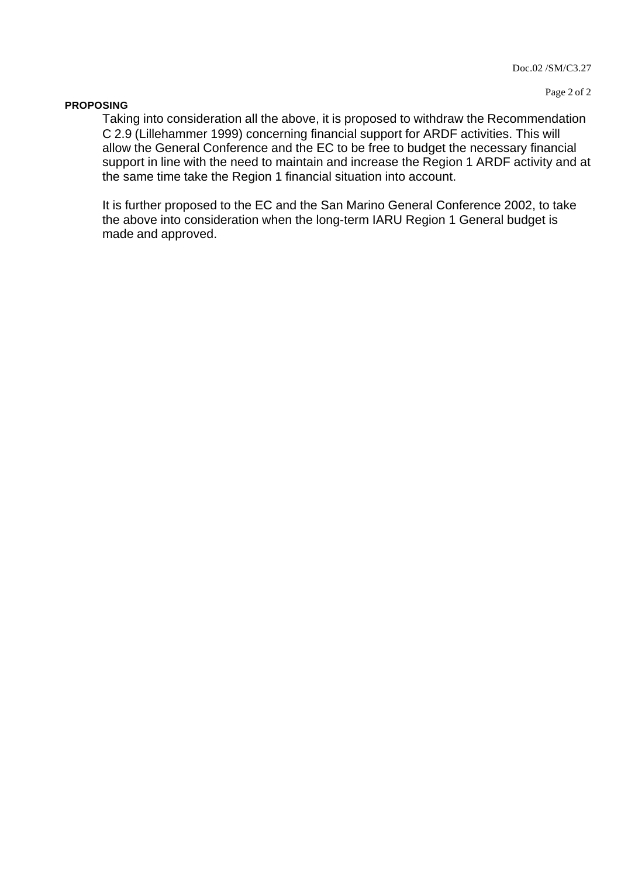**PROPOSING**

Taking into consideration all the above, it is proposed to withdraw the Recommendation C 2.9 (Lillehammer 1999) concerning financial support for ARDF activities. This will allow the General Conference and the EC to be free to budget the necessary financial support in line with the need to maintain and increase the Region 1 ARDF activity and at the same time take the Region 1 financial situation into account.

It is further proposed to the EC and the San Marino General Conference 2002, to take the above into consideration when the long-term IARU Region 1 General budget is made and approved.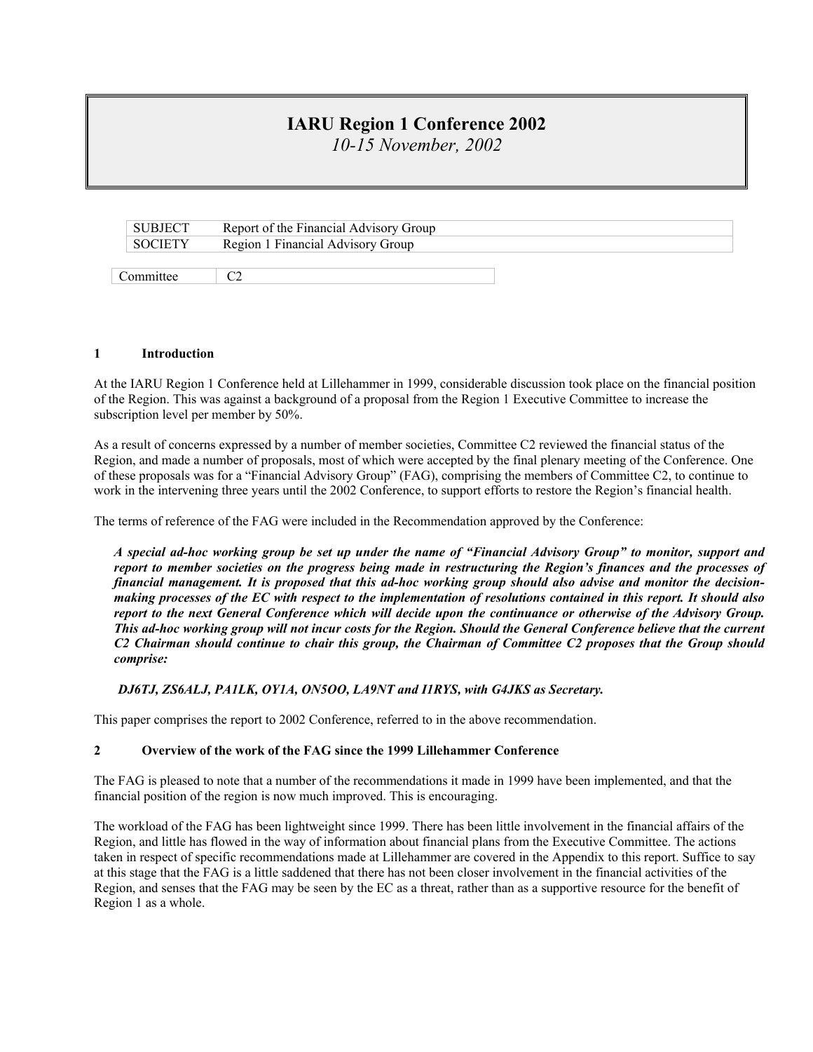# IARU Region 1 Conference 2002

*10-15 November, 2002*

| | |
|---|---|
| SUBJECT | Report of the Financial Advisory Group |
| SOCIETY | Region 1 Financial Advisory Group |

| | |
|---|---|
| Committee | C2 |

## 1 Introduction

At the IARU Region 1 Conference held at Lillehammer in 1999, considerable discussion took place on the financial position of the Region. This was against a background of a proposal from the Region 1 Executive Committee to increase the subscription level per member by 50%.

As a result of concerns expressed by a number of member societies, Committee C2 reviewed the financial status of the Region, and made a number of proposals, most of which were accepted by the final plenary meeting of the Conference. One of these proposals was for a "Financial Advisory Group" (FAG), comprising the members of Committee C2, to continue to work in the intervening three years until the 2002 Conference, to support efforts to restore the Region's financial health.

The terms of reference of the FAG were included in the Recommendation approved by the Conference:

> ***A special ad-hoc working group be set up under the name of "Financial Advisory Group" to monitor, support and report to member societies on the progress being made in restructuring the Region's finances and the processes of financial management. It is proposed that this ad-hoc working group should also advise and monitor the decision-making processes of the EC with respect to the implementation of resolutions contained in this report. It should also report to the next General Conference which will decide upon the continuance or otherwise of the Advisory Group. This ad-hoc working group will not incur costs for the Region. Should the General Conference believe that the current C2 Chairman should continue to chair this group, the Chairman of Committee C2 proposes that the Group should comprise:***
>
> ***DJ6TJ, ZS6ALJ, PA1LK, OY1A, ON5OO, LA9NT and I1RYS, with G4JKS as Secretary.***

This paper comprises the report to 2002 Conference, referred to in the above recommendation.

## 2 Overview of the work of the FAG since the 1999 Lillehammer Conference

The FAG is pleased to note that a number of the recommendations it made in 1999 have been implemented, and that the financial position of the region is now much improved. This is encouraging.

The workload of the FAG has been lightweight since 1999. There has been little involvement in the financial affairs of the Region, and little has flowed in the way of information about financial plans from the Executive Committee. The actions taken in respect of specific recommendations made at Lillehammer are covered in the Appendix to this report. Suffice to say at this stage that the FAG is a little saddened that there has not been closer involvement in the financial activities of the Region, and senses that the FAG may be seen by the EC as a threat, rather than as a supportive resource for the benefit of Region 1 as a whole.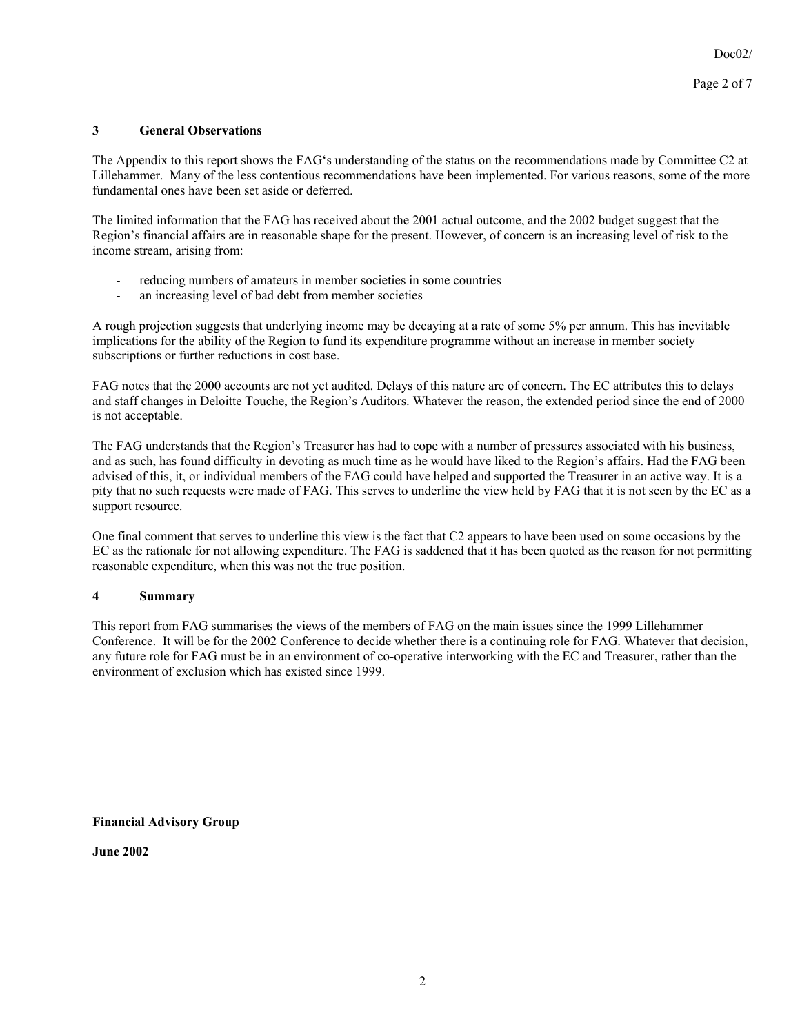## 3 General Observations

The Appendix to this report shows the FAG's understanding of the status on the recommendations made by Committee C2 at Lillehammer. Many of the less contentious recommendations have been implemented. For various reasons, some of the more fundamental ones have been set aside or deferred.

The limited information that the FAG has received about the 2001 actual outcome, and the 2002 budget suggest that the Region's financial affairs are in reasonable shape for the present. However, of concern is an increasing level of risk to the income stream, arising from:

- reducing numbers of amateurs in member societies in some countries
- an increasing level of bad debt from member societies

A rough projection suggests that underlying income may be decaying at a rate of some 5% per annum. This has inevitable implications for the ability of the Region to fund its expenditure programme without an increase in member society subscriptions or further reductions in cost base.

FAG notes that the 2000 accounts are not yet audited. Delays of this nature are of concern. The EC attributes this to delays and staff changes in Deloitte Touche, the Region's Auditors. Whatever the reason, the extended period since the end of 2000 is not acceptable.

The FAG understands that the Region's Treasurer has had to cope with a number of pressures associated with his business, and as such, has found difficulty in devoting as much time as he would have liked to the Region's affairs. Had the FAG been advised of this, it, or individual members of the FAG could have helped and supported the Treasurer in an active way. It is a pity that no such requests were made of FAG. This serves to underline the view held by FAG that it is not seen by the EC as a support resource.

One final comment that serves to underline this view is the fact that C2 appears to have been used on some occasions by the EC as the rationale for not allowing expenditure. The FAG is saddened that it has been quoted as the reason for not permitting reasonable expenditure, when this was not the true position.

## 4 Summary

This report from FAG summarises the views of the members of FAG on the main issues since the 1999 Lillehammer Conference. It will be for the 2002 Conference to decide whether there is a continuing role for FAG. Whatever that decision, any future role for FAG must be in an environment of co-operative interworking with the EC and Treasurer, rather than the environment of exclusion which has existed since 1999.

**Financial Advisory Group**

**June 2002**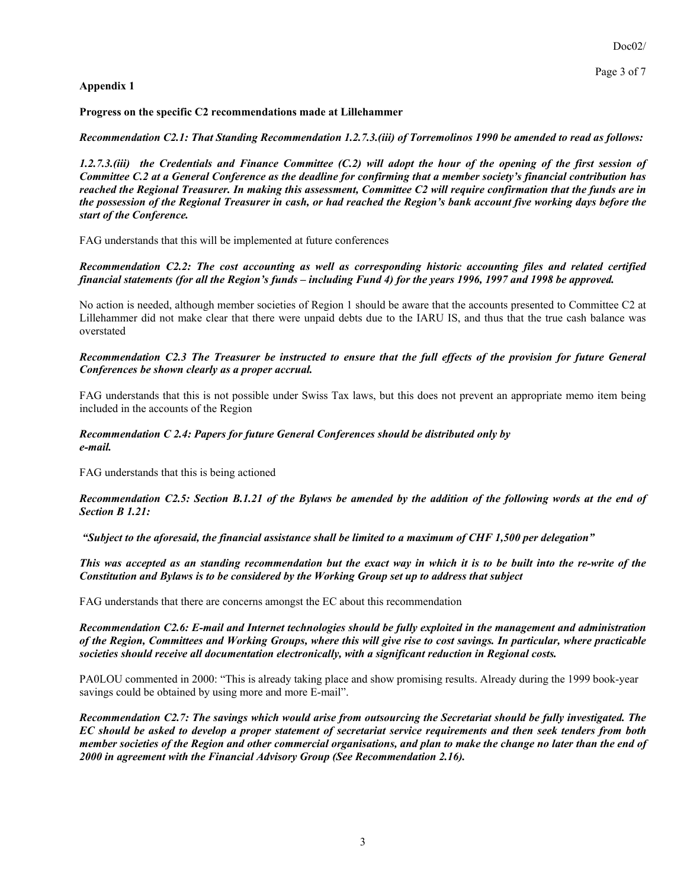**Appendix 1**

**Progress on the specific C2 recommendations made at Lillehammer**

***Recommendation C2.1: That Standing Recommendation 1.2.7.3.(iii) of Torremolinos 1990 be amended to read as follows:***

***1.2.7.3.(iii) the Credentials and Finance Committee (C.2) will adopt the hour of the opening of the first session of Committee C.2 at a General Conference as the deadline for confirming that a member society's financial contribution has reached the Regional Treasurer. In making this assessment, Committee C2 will require confirmation that the funds are in the possession of the Regional Treasurer in cash, or had reached the Region's bank account five working days before the start of the Conference.***

FAG understands that this will be implemented at future conferences

***Recommendation C2.2: The cost accounting as well as corresponding historic accounting files and related certified financial statements (for all the Region's funds – including Fund 4) for the years 1996, 1997 and 1998 be approved.***

No action is needed, although member societies of Region 1 should be aware that the accounts presented to Committee C2 at Lillehammer did not make clear that there were unpaid debts due to the IARU IS, and thus that the true cash balance was overstated

***Recommendation C2.3 The Treasurer be instructed to ensure that the full effects of the provision for future General Conferences be shown clearly as a proper accrual.***

FAG understands that this is not possible under Swiss Tax laws, but this does not prevent an appropriate memo item being included in the accounts of the Region

***Recommendation C 2.4: Papers for future General Conferences should be distributed only by e-mail.***

FAG understands that this is being actioned

***Recommendation C2.5: Section B.1.21 of the Bylaws be amended by the addition of the following words at the end of Section B 1.21:***

***"Subject to the aforesaid, the financial assistance shall be limited to a maximum of CHF 1,500 per delegation"***

***This was accepted as an standing recommendation but the exact way in which it is to be built into the re-write of the Constitution and Bylaws is to be considered by the Working Group set up to address that subject***

FAG understands that there are concerns amongst the EC about this recommendation

***Recommendation C2.6: E-mail and Internet technologies should be fully exploited in the management and administration of the Region, Committees and Working Groups, where this will give rise to cost savings. In particular, where practicable societies should receive all documentation electronically, with a significant reduction in Regional costs.***

PA0LOU commented in 2000: "This is already taking place and show promising results. Already during the 1999 book-year savings could be obtained by using more and more E-mail".

***Recommendation C2.7: The savings which would arise from outsourcing the Secretariat should be fully investigated. The EC should be asked to develop a proper statement of secretariat service requirements and then seek tenders from both member societies of the Region and other commercial organisations, and plan to make the change no later than the end of 2000 in agreement with the Financial Advisory Group (See Recommendation 2.16).***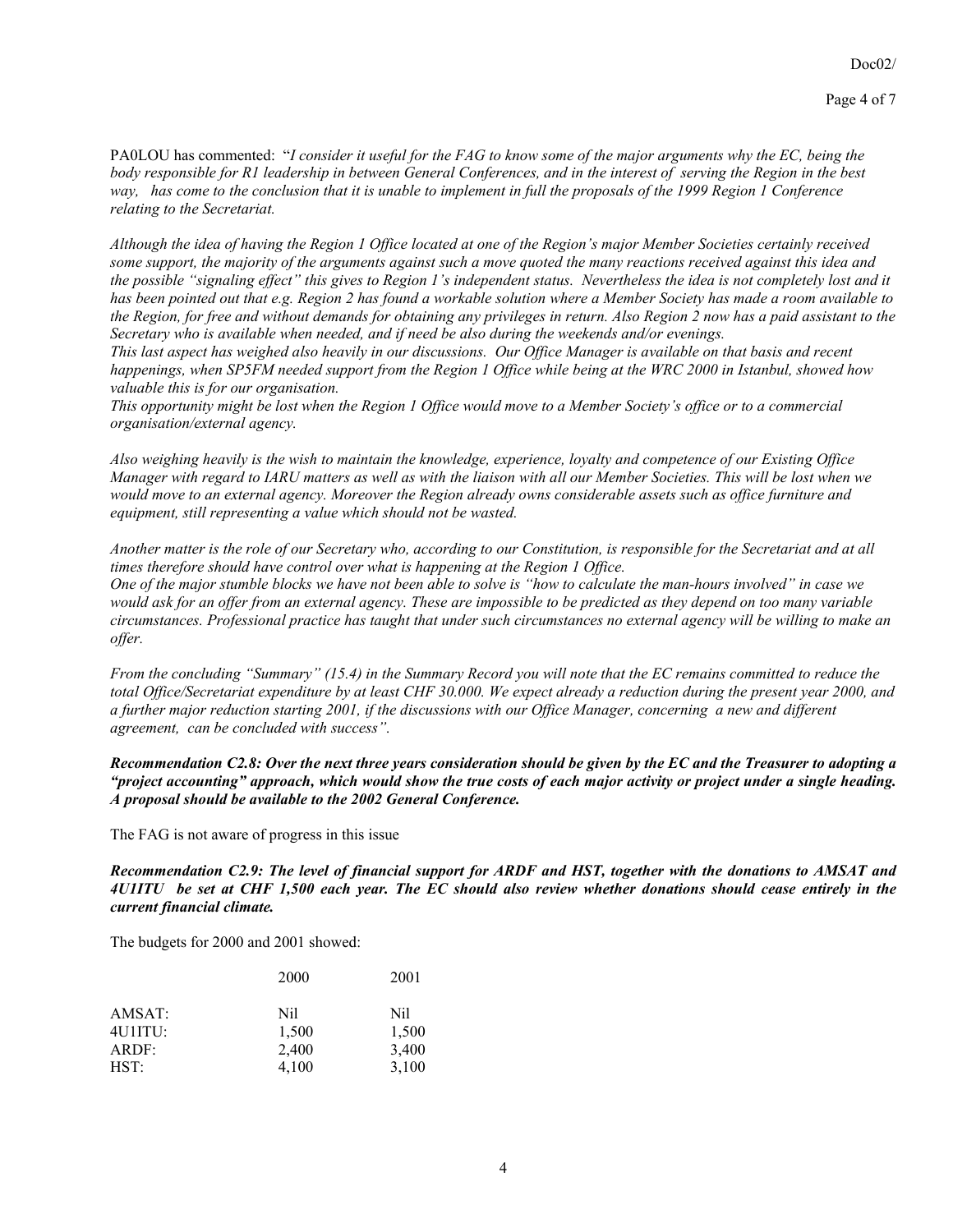PA0LOU has commented: "*I consider it useful for the FAG to know some of the major arguments why the EC, being the body responsible for R1 leadership in between General Conferences, and in the interest of serving the Region in the best way, has come to the conclusion that it is unable to implement in full the proposals of the 1999 Region 1 Conference relating to the Secretariat.*

*Although the idea of having the Region 1 Office located at one of the Region's major Member Societies certainly received some support, the majority of the arguments against such a move quoted the many reactions received against this idea and the possible "signaling effect" this gives to Region 1's independent status. Nevertheless the idea is not completely lost and it has been pointed out that e.g. Region 2 has found a workable solution where a Member Society has made a room available to the Region, for free and without demands for obtaining any privileges in return. Also Region 2 now has a paid assistant to the Secretary who is available when needed, and if need be also during the weekends and/or evenings.*
*This last aspect has weighed also heavily in our discussions. Our Office Manager is available on that basis and recent happenings, when SP5FM needed support from the Region 1 Office while being at the WRC 2000 in Istanbul, showed how valuable this is for our organisation.*
*This opportunity might be lost when the Region 1 Office would move to a Member Society's office or to a commercial organisation/external agency.*

*Also weighing heavily is the wish to maintain the knowledge, experience, loyalty and competence of our Existing Office Manager with regard to IARU matters as well as with the liaison with all our Member Societies. This will be lost when we would move to an external agency. Moreover the Region already owns considerable assets such as office furniture and equipment, still representing a value which should not be wasted.*

*Another matter is the role of our Secretary who, according to our Constitution, is responsible for the Secretariat and at all times therefore should have control over what is happening at the Region 1 Office.*
*One of the major stumble blocks we have not been able to solve is "how to calculate the man-hours involved" in case we would ask for an offer from an external agency. These are impossible to be predicted as they depend on too many variable circumstances. Professional practice has taught that under such circumstances no external agency will be willing to make an offer.*

*From the concluding "Summary" (15.4) in the Summary Record you will note that the EC remains committed to reduce the total Office/Secretariat expenditure by at least CHF 30.000. We expect already a reduction during the present year 2000, and a further major reduction starting 2001, if the discussions with our Office Manager, concerning a new and different agreement, can be concluded with success".*

***Recommendation C2.8: Over the next three years consideration should be given by the EC and the Treasurer to adopting a "project accounting" approach, which would show the true costs of each major activity or project under a single heading. A proposal should be available to the 2002 General Conference.***

The FAG is not aware of progress in this issue

***Recommendation C2.9: The level of financial support for ARDF and HST, together with the donations to AMSAT and 4U1ITU be set at CHF 1,500 each year. The EC should also review whether donations should cease entirely in the current financial climate.***

The budgets for 2000 and 2001 showed:

| | 2000 | 2001 |
|---|---|---|
| AMSAT: | Nil | Nil |
| 4U1ITU: | 1,500 | 1,500 |
| ARDF: | 2,400 | 3,400 |
| HST: | 4,100 | 3,100 |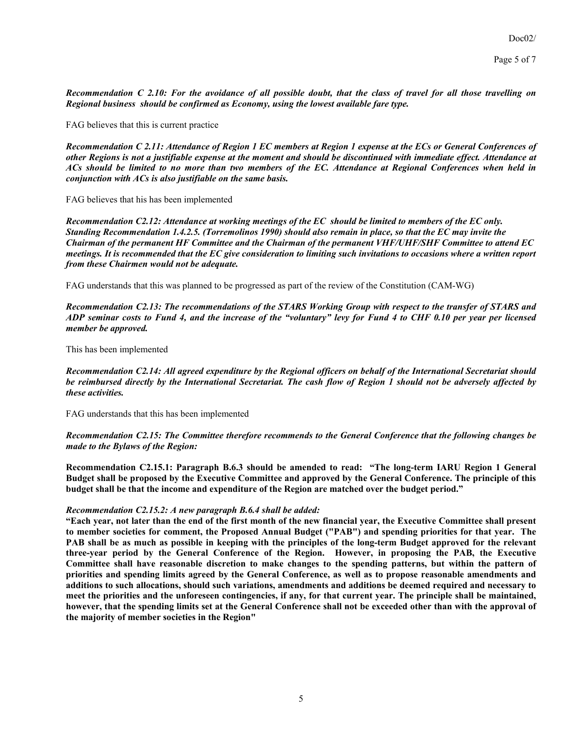***Recommendation C 2.10: For the avoidance of all possible doubt, that the class of travel for all those travelling on Regional business should be confirmed as Economy, using the lowest available fare type.***

FAG believes that this is current practice

***Recommendation C 2.11: Attendance of Region 1 EC members at Region 1 expense at the ECs or General Conferences of other Regions is not a justifiable expense at the moment and should be discontinued with immediate effect. Attendance at ACs should be limited to no more than two members of the EC. Attendance at Regional Conferences when held in conjunction with ACs is also justifiable on the same basis.***

FAG believes that his has been implemented

***Recommendation C2.12: Attendance at working meetings of the EC should be limited to members of the EC only. Standing Recommendation 1.4.2.5. (Torremolinos 1990) should also remain in place, so that the EC may invite the Chairman of the permanent HF Committee and the Chairman of the permanent VHF/UHF/SHF Committee to attend EC meetings. It is recommended that the EC give consideration to limiting such invitations to occasions where a written report from these Chairmen would not be adequate.***

FAG understands that this was planned to be progressed as part of the review of the Constitution (CAM-WG)

***Recommendation C2.13: The recommendations of the STARS Working Group with respect to the transfer of STARS and ADP seminar costs to Fund 4, and the increase of the "voluntary" levy for Fund 4 to CHF 0.10 per year per licensed member be approved.***

This has been implemented

***Recommendation C2.14: All agreed expenditure by the Regional officers on behalf of the International Secretariat should be reimbursed directly by the International Secretariat. The cash flow of Region 1 should not be adversely affected by these activities.***

FAG understands that this has been implemented

***Recommendation C2.15: The Committee therefore recommends to the General Conference that the following changes be made to the Bylaws of the Region:***

**Recommendation C2.15.1: Paragraph B.6.3 should be amended to read: "The long-term IARU Region 1 General Budget shall be proposed by the Executive Committee and approved by the General Conference. The principle of this budget shall be that the income and expenditure of the Region are matched over the budget period."**

***Recommendation C2.15.2: A new paragraph B.6.4 shall be added:***

**"Each year, not later than the end of the first month of the new financial year, the Executive Committee shall present to member societies for comment, the Proposed Annual Budget ("PAB") and spending priorities for that year. The PAB shall be as much as possible in keeping with the principles of the long-term Budget approved for the relevant three-year period by the General Conference of the Region. However, in proposing the PAB, the Executive Committee shall have reasonable discretion to make changes to the spending patterns, but within the pattern of priorities and spending limits agreed by the General Conference, as well as to propose reasonable amendments and additions to such allocations, should such variations, amendments and additions be deemed required and necessary to meet the priorities and the unforeseen contingencies, if any, for that current year. The principle shall be maintained, however, that the spending limits set at the General Conference shall not be exceeded other than with the approval of the majority of member societies in the Region"**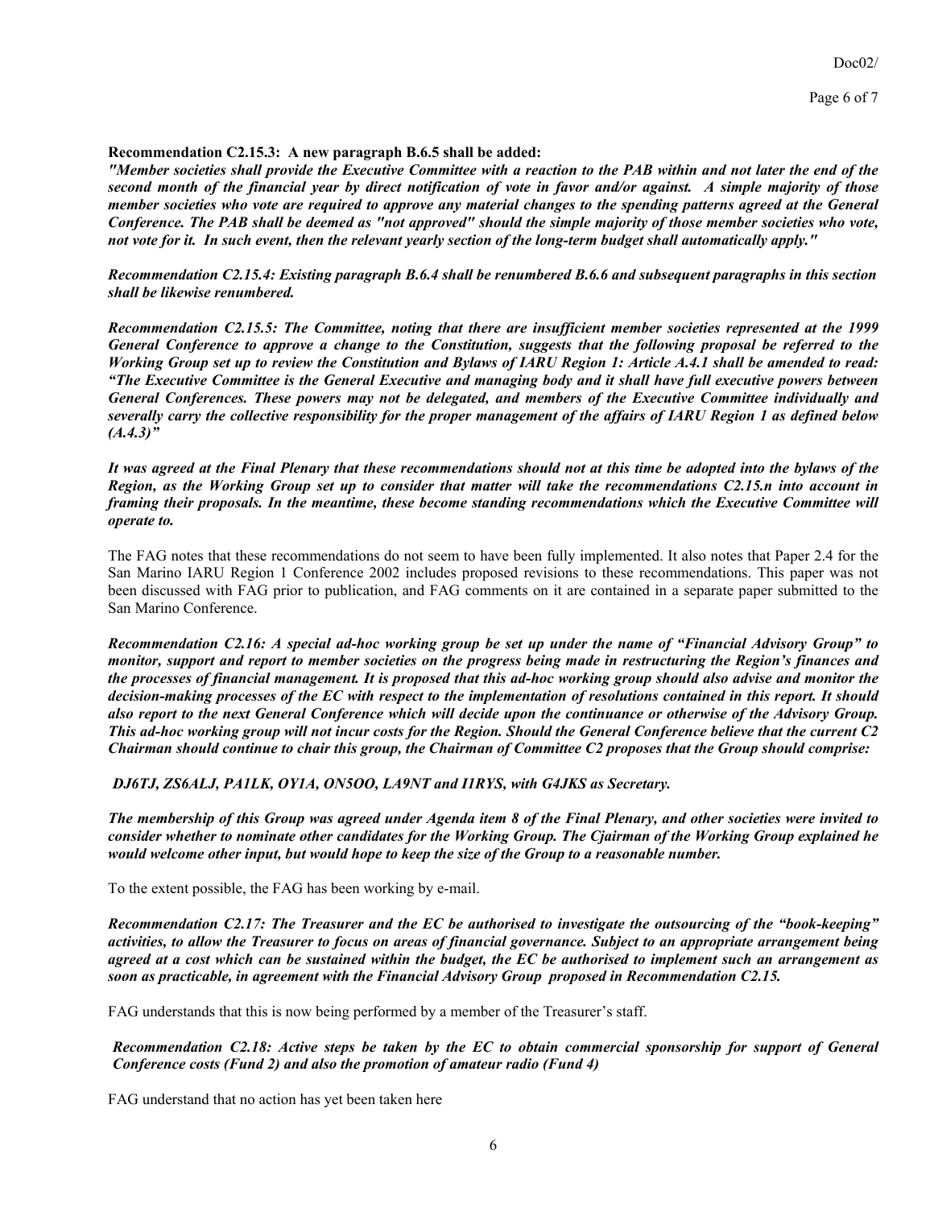**Recommendation C2.15.3: A new paragraph B.6.5 shall be added:**
***"Member societies shall provide the Executive Committee with a reaction to the PAB within and not later the end of the second month of the financial year by direct notification of vote in favor and/or against. A simple majority of those member societies who vote are required to approve any material changes to the spending patterns agreed at the General Conference. The PAB shall be deemed as "not approved" should the simple majority of those member societies who vote, not vote for it. In such event, then the relevant yearly section of the long-term budget shall automatically apply."***

***Recommendation C2.15.4: Existing paragraph B.6.4 shall be renumbered B.6.6 and subsequent paragraphs in this section shall be likewise renumbered.***

***Recommendation C2.15.5: The Committee, noting that there are insufficient member societies represented at the 1999 General Conference to approve a change to the Constitution, suggests that the following proposal be referred to the Working Group set up to review the Constitution and Bylaws of IARU Region 1: Article A.4.1 shall be amended to read: "The Executive Committee is the General Executive and managing body and it shall have full executive powers between General Conferences. These powers may not be delegated, and members of the Executive Committee individually and severally carry the collective responsibility for the proper management of the affairs of IARU Region 1 as defined below (A.4.3)"***

***It was agreed at the Final Plenary that these recommendations should not at this time be adopted into the bylaws of the Region, as the Working Group set up to consider that matter will take the recommendations C2.15.n into account in framing their proposals. In the meantime, these become standing recommendations which the Executive Committee will operate to.***

The FAG notes that these recommendations do not seem to have been fully implemented. It also notes that Paper 2.4 for the San Marino IARU Region 1 Conference 2002 includes proposed revisions to these recommendations. This paper was not been discussed with FAG prior to publication, and FAG comments on it are contained in a separate paper submitted to the San Marino Conference.

***Recommendation C2.16: A special ad-hoc working group be set up under the name of "Financial Advisory Group" to monitor, support and report to member societies on the progress being made in restructuring the Region's finances and the processes of financial management. It is proposed that this ad-hoc working group should also advise and monitor the decision-making processes of the EC with respect to the implementation of resolutions contained in this report. It should also report to the next General Conference which will decide upon the continuance or otherwise of the Advisory Group. This ad-hoc working group will not incur costs for the Region. Should the General Conference believe that the current C2 Chairman should continue to chair this group, the Chairman of Committee C2 proposes that the Group should comprise:***

***DJ6TJ, ZS6ALJ, PA1LK, OY1A, ON5OO, LA9NT and I1RYS, with G4JKS as Secretary.***

***The membership of this Group was agreed under Agenda item 8 of the Final Plenary, and other societies were invited to consider whether to nominate other candidates for the Working Group. The Cjairman of the Working Group explained he would welcome other input, but would hope to keep the size of the Group to a reasonable number.***

To the extent possible, the FAG has been working by e-mail.

***Recommendation C2.17: The Treasurer and the EC be authorised to investigate the outsourcing of the "book-keeping" activities, to allow the Treasurer to focus on areas of financial governance. Subject to an appropriate arrangement being agreed at a cost which can be sustained within the budget, the EC be authorised to implement such an arrangement as soon as practicable, in agreement with the Financial Advisory Group proposed in Recommendation C2.15.***

FAG understands that this is now being performed by a member of the Treasurer's staff.

***Recommendation C2.18: Active steps be taken by the EC to obtain commercial sponsorship for support of General Conference costs (Fund 2) and also the promotion of amateur radio (Fund 4)***

FAG understand that no action has yet been taken here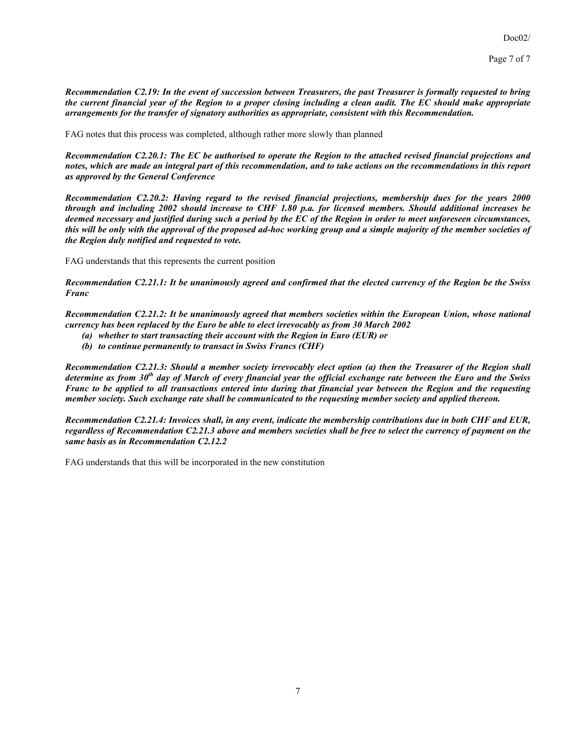***Recommendation C2.19: In the event of succession between Treasurers, the past Treasurer is formally requested to bring the current financial year of the Region to a proper closing including a clean audit. The EC should make appropriate arrangements for the transfer of signatory authorities as appropriate, consistent with this Recommendation.***

FAG notes that this process was completed, although rather more slowly than planned

***Recommendation C2.20.1: The EC be authorised to operate the Region to the attached revised financial projections and notes, which are made an integral part of this recommendation, and to take actions on the recommendations in this report as approved by the General Conference***

***Recommendation C2.20.2: Having regard to the revised financial projections, membership dues for the years 2000 through and including 2002 should increase to CHF 1.80 p.a. for licensed members. Should additional increases be deemed necessary and justified during such a period by the EC of the Region in order to meet unforeseen circumstances, this will be only with the approval of the proposed ad-hoc working group and a simple majority of the member societies of the Region duly notified and requested to vote.***

FAG understands that this represents the current position

***Recommendation C2.21.1: It be unanimously agreed and confirmed that the elected currency of the Region be the Swiss Franc***

***Recommendation C2.21.2: It be unanimously agreed that members societies within the European Union, whose national currency has been replaced by the Euro be able to elect irrevocably as from 30 March 2002***

- ***(a) whether to start transacting their account with the Region in Euro (EUR) or***
- ***(b) to continue permanently to transact in Swiss Francs (CHF)***

***Recommendation C2.21.3: Should a member society irrevocably elect option (a) then the Treasurer of the Region shall determine as from 30th day of March of every financial year the official exchange rate between the Euro and the Swiss Franc to be applied to all transactions entered into during that financial year between the Region and the requesting member society. Such exchange rate shall be communicated to the requesting member society and applied thereon.***

***Recommendation C2.21.4: Invoices shall, in any event, indicate the membership contributions due in both CHF and EUR, regardless of Recommendation C2.21.3 above and members societies shall be free to select the currency of payment on the same basis as in Recommendation C2.12.2***

FAG understands that this will be incorporated in the new constitution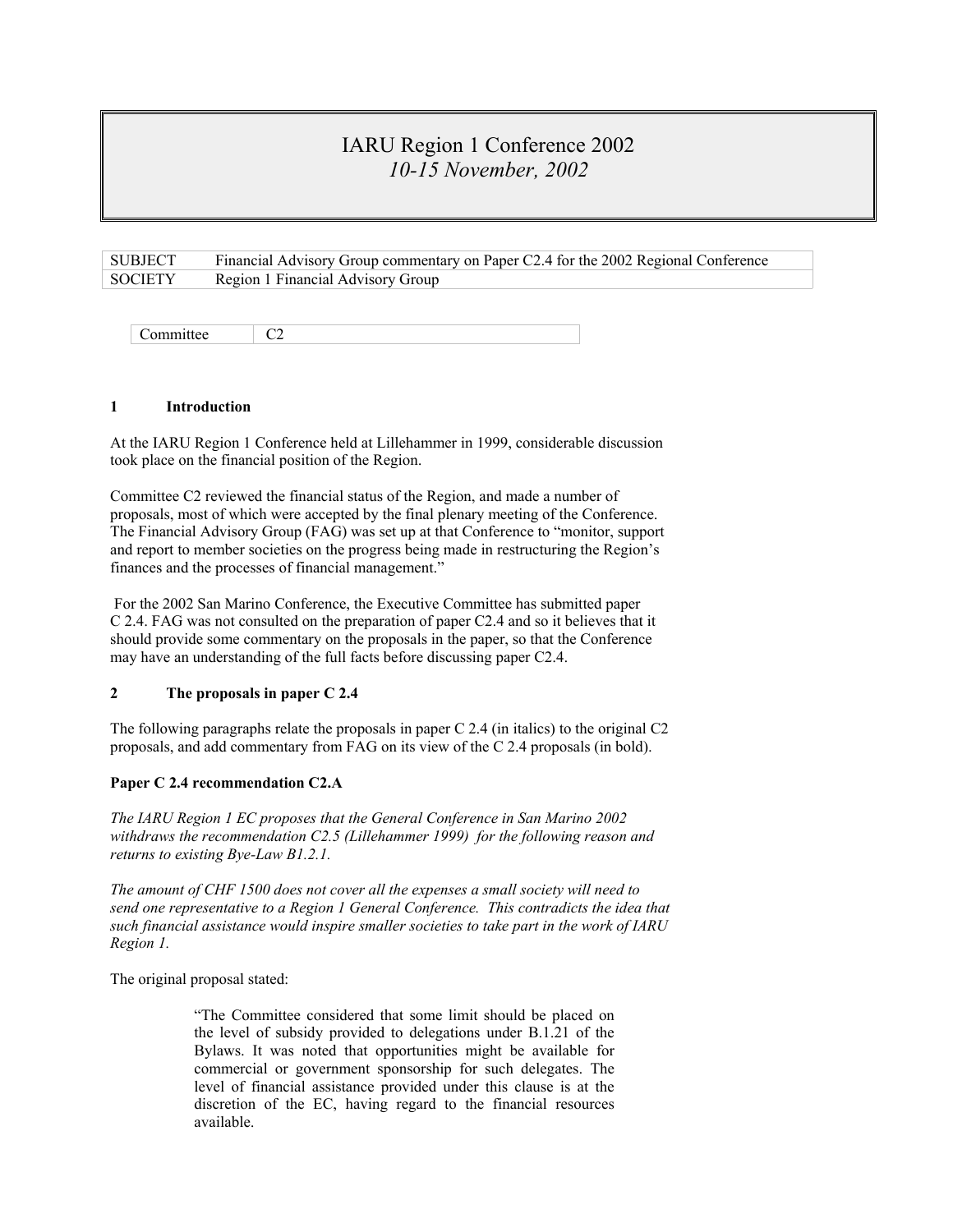# IARU Region 1 Conference 2002

*10-15 November, 2002*

| | |
|---|---|
| SUBJECT | Financial Advisory Group commentary on Paper C2.4 for the 2002 Regional Conference |
| SOCIETY | Region 1 Financial Advisory Group |

| | |
|---|---|
| Committee | C2 |

## 1 Introduction

At the IARU Region 1 Conference held at Lillehammer in 1999, considerable discussion took place on the financial position of the Region.

Committee C2 reviewed the financial status of the Region, and made a number of proposals, most of which were accepted by the final plenary meeting of the Conference. The Financial Advisory Group (FAG) was set up at that Conference to "monitor, support and report to member societies on the progress being made in restructuring the Region's finances and the processes of financial management."

For the 2002 San Marino Conference, the Executive Committee has submitted paper C 2.4. FAG was not consulted on the preparation of paper C2.4 and so it believes that it should provide some commentary on the proposals in the paper, so that the Conference may have an understanding of the full facts before discussing paper C2.4.

## 2 The proposals in paper C 2.4

The following paragraphs relate the proposals in paper C 2.4 (in italics) to the original C2 proposals, and add commentary from FAG on its view of the C 2.4 proposals (in bold).

**Paper C 2.4 recommendation C2.A**

*The IARU Region 1 EC proposes that the General Conference in San Marino 2002 withdraws the recommendation C2.5 (Lillehammer 1999) for the following reason and returns to existing Bye-Law B1.2.1.*

*The amount of CHF 1500 does not cover all the expenses a small society will need to send one representative to a Region 1 General Conference. This contradicts the idea that such financial assistance would inspire smaller societies to take part in the work of IARU Region 1.*

The original proposal stated:

> "The Committee considered that some limit should be placed on the level of subsidy provided to delegations under B.1.21 of the Bylaws. It was noted that opportunities might be available for commercial or government sponsorship for such delegates. The level of financial assistance provided under this clause is at the discretion of the EC, having regard to the financial resources available.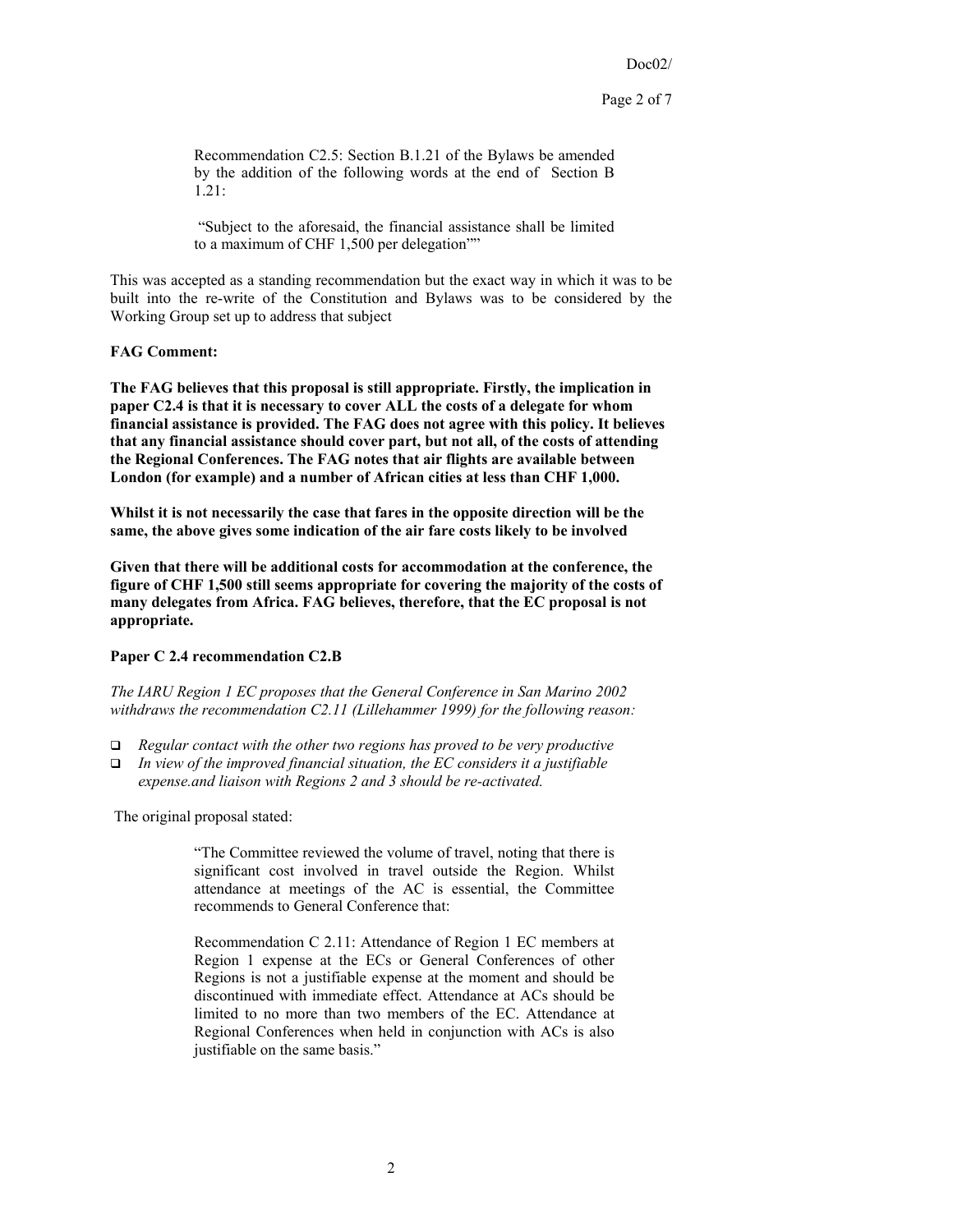> Recommendation C2.5: Section B.1.21 of the Bylaws be amended by the addition of the following words at the end of Section B 1.21:
>
> "Subject to the aforesaid, the financial assistance shall be limited to a maximum of CHF 1,500 per delegation""

This was accepted as a standing recommendation but the exact way in which it was to be built into the re-write of the Constitution and Bylaws was to be considered by the Working Group set up to address that subject

**FAG Comment:**

**The FAG believes that this proposal is still appropriate. Firstly, the implication in paper C2.4 is that it is necessary to cover ALL the costs of a delegate for whom financial assistance is provided. The FAG does not agree with this policy. It believes that any financial assistance should cover part, but not all, of the costs of attending the Regional Conferences. The FAG notes that air flights are available between London (for example) and a number of African cities at less than CHF 1,000.**

**Whilst it is not necessarily the case that fares in the opposite direction will be the same, the above gives some indication of the air fare costs likely to be involved**

**Given that there will be additional costs for accommodation at the conference, the figure of CHF 1,500 still seems appropriate for covering the majority of the costs of many delegates from Africa. FAG believes, therefore, that the EC proposal is not appropriate.**

**Paper C 2.4 recommendation C2.B**

*The IARU Region 1 EC proposes that the General Conference in San Marino 2002 withdraws the recommendation C2.11 (Lillehammer 1999) for the following reason:*

- *Regular contact with the other two regions has proved to be very productive*
- *In view of the improved financial situation, the EC considers it a justifiable expense.and liaison with Regions 2 and 3 should be re-activated.*

The original proposal stated:

> "The Committee reviewed the volume of travel, noting that there is significant cost involved in travel outside the Region. Whilst attendance at meetings of the AC is essential, the Committee recommends to General Conference that:
>
> Recommendation C 2.11: Attendance of Region 1 EC members at Region 1 expense at the ECs or General Conferences of other Regions is not a justifiable expense at the moment and should be discontinued with immediate effect. Attendance at ACs should be limited to no more than two members of the EC. Attendance at Regional Conferences when held in conjunction with ACs is also justifiable on the same basis."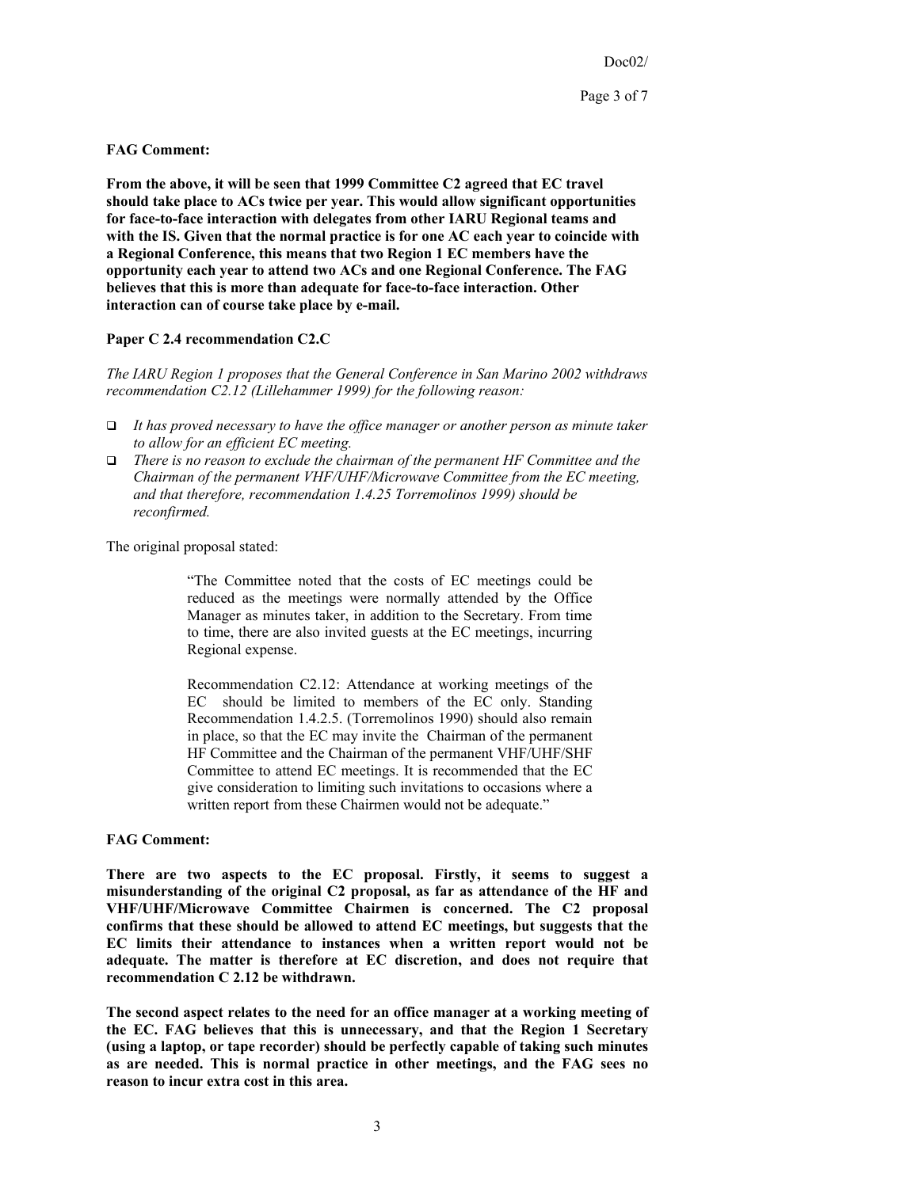**FAG Comment:**

**From the above, it will be seen that 1999 Committee C2 agreed that EC travel should take place to ACs twice per year. This would allow significant opportunities for face-to-face interaction with delegates from other IARU Regional teams and with the IS. Given that the normal practice is for one AC each year to coincide with a Regional Conference, this means that two Region 1 EC members have the opportunity each year to attend two ACs and one Regional Conference. The FAG believes that this is more than adequate for face-to-face interaction. Other interaction can of course take place by e-mail.**

**Paper C 2.4 recommendation C2.C**

*The IARU Region 1 proposes that the General Conference in San Marino 2002 withdraws recommendation C2.12 (Lillehammer 1999) for the following reason:*

- *It has proved necessary to have the office manager or another person as minute taker to allow for an efficient EC meeting.*
- *There is no reason to exclude the chairman of the permanent HF Committee and the Chairman of the permanent VHF/UHF/Microwave Committee from the EC meeting, and that therefore, recommendation 1.4.25 Torremolinos 1999) should be reconfirmed.*

The original proposal stated:

> "The Committee noted that the costs of EC meetings could be reduced as the meetings were normally attended by the Office Manager as minutes taker, in addition to the Secretary. From time to time, there are also invited guests at the EC meetings, incurring Regional expense.
>
> Recommendation C2.12: Attendance at working meetings of the EC should be limited to members of the EC only. Standing Recommendation 1.4.2.5. (Torremolinos 1990) should also remain in place, so that the EC may invite the Chairman of the permanent HF Committee and the Chairman of the permanent VHF/UHF/SHF Committee to attend EC meetings. It is recommended that the EC give consideration to limiting such invitations to occasions where a written report from these Chairmen would not be adequate."

**FAG Comment:**

**There are two aspects to the EC proposal. Firstly, it seems to suggest a misunderstanding of the original C2 proposal, as far as attendance of the HF and VHF/UHF/Microwave Committee Chairmen is concerned. The C2 proposal confirms that these should be allowed to attend EC meetings, but suggests that the EC limits their attendance to instances when a written report would not be adequate. The matter is therefore at EC discretion, and does not require that recommendation C 2.12 be withdrawn.**

**The second aspect relates to the need for an office manager at a working meeting of the EC. FAG believes that this is unnecessary, and that the Region 1 Secretary (using a laptop, or tape recorder) should be perfectly capable of taking such minutes as are needed. This is normal practice in other meetings, and the FAG sees no reason to incur extra cost in this area.**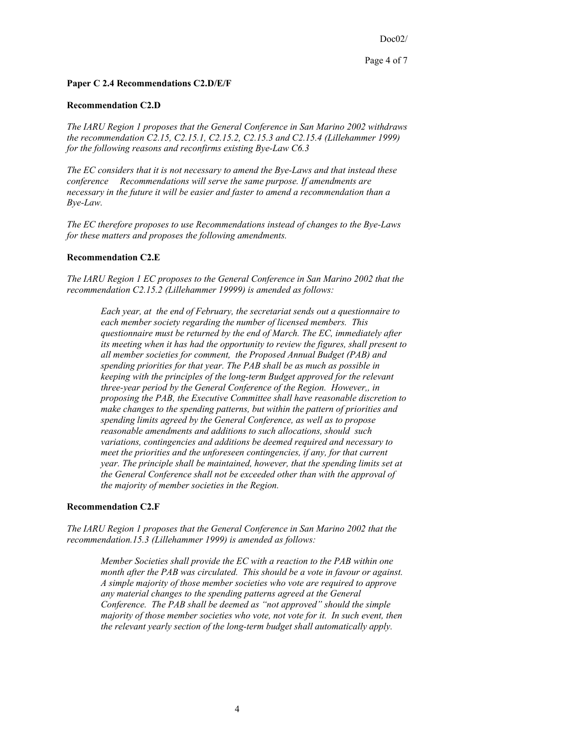**Paper C 2.4 Recommendations C2.D/E/F**

**Recommendation C2.D**

*The IARU Region 1 proposes that the General Conference in San Marino 2002 withdraws the recommendation C2.15, C2.15.1, C2.15.2, C2.15.3 and C2.15.4 (Lillehammer 1999) for the following reasons and reconfirms existing Bye-Law C6.3*

*The EC considers that it is not necessary to amend the Bye-Laws and that instead these conference Recommendations will serve the same purpose. If amendments are necessary in the future it will be easier and faster to amend a recommendation than a Bye-Law.*

*The EC therefore proposes to use Recommendations instead of changes to the Bye-Laws for these matters and proposes the following amendments.*

**Recommendation C2.E**

*The IARU Region 1 EC proposes to the General Conference in San Marino 2002 that the recommendation C2.15.2 (Lillehammer 19999) is amended as follows:*

> *Each year, at the end of February, the secretariat sends out a questionnaire to each member society regarding the number of licensed members. This questionnaire must be returned by the end of March. The EC, immediately after its meeting when it has had the opportunity to review the figures, shall present to all member societies for comment, the Proposed Annual Budget (PAB) and spending priorities for that year. The PAB shall be as much as possible in keeping with the principles of the long-term Budget approved for the relevant three-year period by the General Conference of the Region. However,, in proposing the PAB, the Executive Committee shall have reasonable discretion to make changes to the spending patterns, but within the pattern of priorities and spending limits agreed by the General Conference, as well as to propose reasonable amendments and additions to such allocations, should such variations, contingencies and additions be deemed required and necessary to meet the priorities and the unforeseen contingencies, if any, for that current year. The principle shall be maintained, however, that the spending limits set at the General Conference shall not be exceeded other than with the approval of the majority of member societies in the Region.*

**Recommendation C2.F**

*The IARU Region 1 proposes that the General Conference in San Marino 2002 that the recommendation.15.3 (Lillehammer 1999) is amended as follows:*

> *Member Societies shall provide the EC with a reaction to the PAB within one month after the PAB was circulated. This should be a vote in favour or against. A simple majority of those member societies who vote are required to approve any material changes to the spending patterns agreed at the General Conference. The PAB shall be deemed as "not approved" should the simple majority of those member societies who vote, not vote for it. In such event, then the relevant yearly section of the long-term budget shall automatically apply.*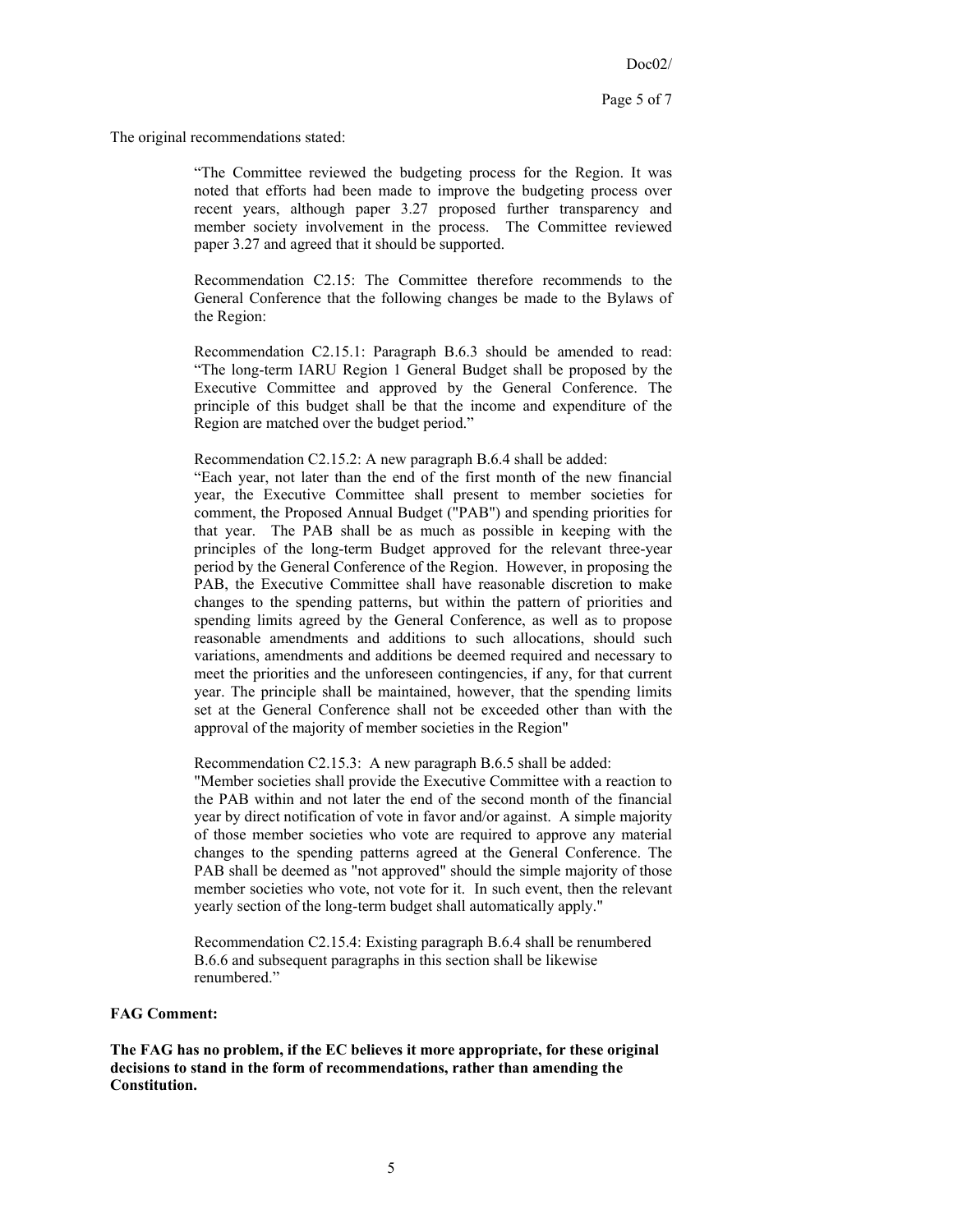The original recommendations stated:

> "The Committee reviewed the budgeting process for the Region. It was noted that efforts had been made to improve the budgeting process over recent years, although paper 3.27 proposed further transparency and member society involvement in the process. The Committee reviewed paper 3.27 and agreed that it should be supported.
>
> Recommendation C2.15: The Committee therefore recommends to the General Conference that the following changes be made to the Bylaws of the Region:
>
> Recommendation C2.15.1: Paragraph B.6.3 should be amended to read: "The long-term IARU Region 1 General Budget shall be proposed by the Executive Committee and approved by the General Conference. The principle of this budget shall be that the income and expenditure of the Region are matched over the budget period."
>
> Recommendation C2.15.2: A new paragraph B.6.4 shall be added:
> "Each year, not later than the end of the first month of the new financial year, the Executive Committee shall present to member societies for comment, the Proposed Annual Budget ("PAB") and spending priorities for that year. The PAB shall be as much as possible in keeping with the principles of the long-term Budget approved for the relevant three-year period by the General Conference of the Region. However, in proposing the PAB, the Executive Committee shall have reasonable discretion to make changes to the spending patterns, but within the pattern of priorities and spending limits agreed by the General Conference, as well as to propose reasonable amendments and additions to such allocations, should such variations, amendments and additions be deemed required and necessary to meet the priorities and the unforeseen contingencies, if any, for that current year. The principle shall be maintained, however, that the spending limits set at the General Conference shall not be exceeded other than with the approval of the majority of member societies in the Region"
>
> Recommendation C2.15.3: A new paragraph B.6.5 shall be added:
> "Member societies shall provide the Executive Committee with a reaction to the PAB within and not later the end of the second month of the financial year by direct notification of vote in favor and/or against. A simple majority of those member societies who vote are required to approve any material changes to the spending patterns agreed at the General Conference. The PAB shall be deemed as "not approved" should the simple majority of those member societies who vote, not vote for it. In such event, then the relevant yearly section of the long-term budget shall automatically apply."
>
> Recommendation C2.15.4: Existing paragraph B.6.4 shall be renumbered B.6.6 and subsequent paragraphs in this section shall be likewise renumbered."

**FAG Comment:**

**The FAG has no problem, if the EC believes it more appropriate, for these original decisions to stand in the form of recommendations, rather than amending the Constitution.**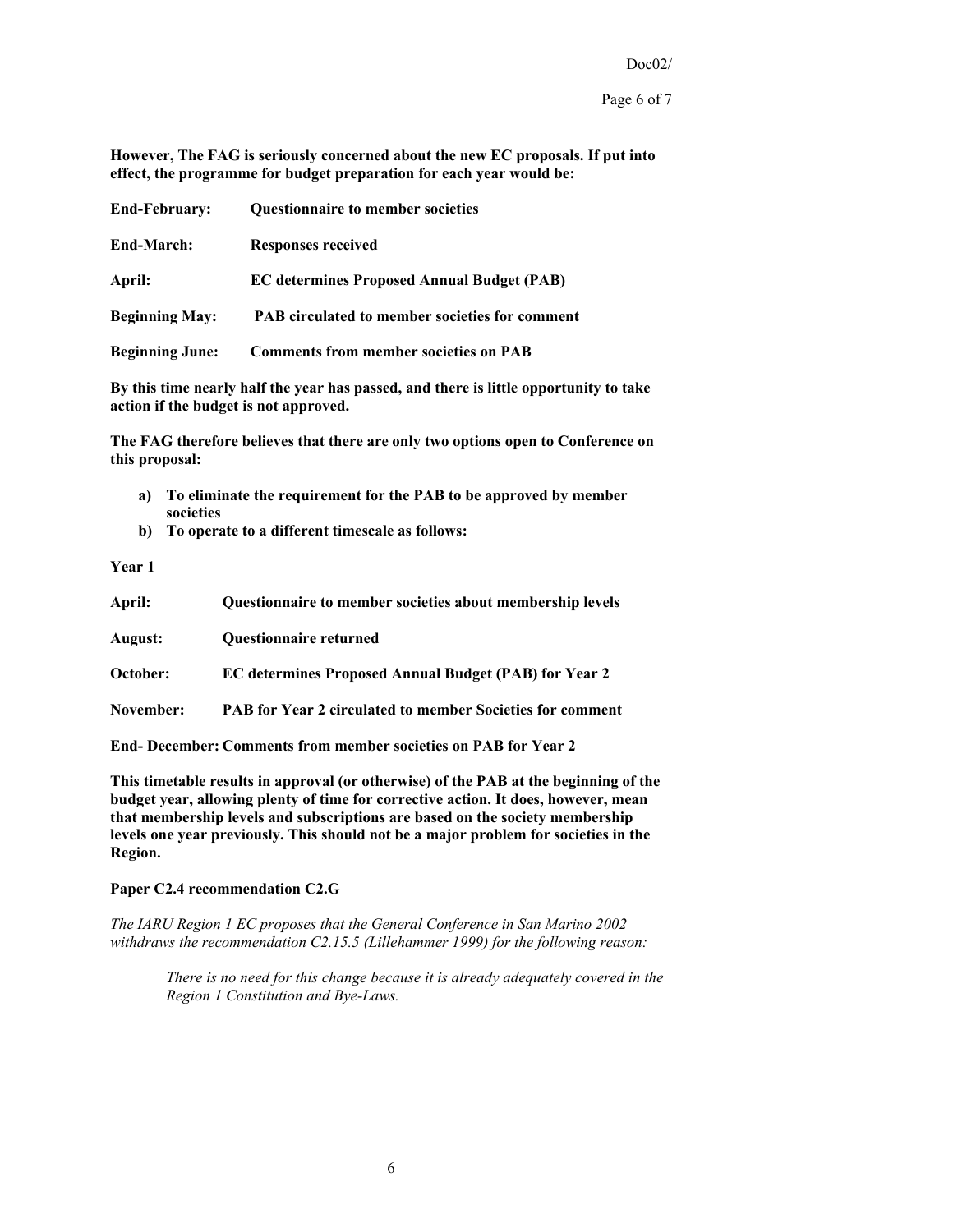**However, The FAG is seriously concerned about the new EC proposals. If put into effect, the programme for budget preparation for each year would be:**

| | |
|---|---|
| **End-February:** | **Questionnaire to member societies** |
| **End-March:** | **Responses received** |
| **April:** | **EC determines Proposed Annual Budget (PAB)** |
| **Beginning May:** | **PAB circulated to member societies for comment** |
| **Beginning June:** | **Comments from member societies on PAB** |

**By this time nearly half the year has passed, and there is little opportunity to take action if the budget is not approved.**

**The FAG therefore believes that there are only two options open to Conference on this proposal:**

- **a) To eliminate the requirement for the PAB to be approved by member societies**
- **b) To operate to a different timescale as follows:**

**Year 1**

| | |
|---|---|
| **April:** | **Questionnaire to member societies about membership levels** |
| **August:** | **Questionnaire returned** |
| **October:** | **EC determines Proposed Annual Budget (PAB) for Year 2** |
| **November:** | **PAB for Year 2 circulated to member Societies for comment** |
| **End- December:** | **Comments from member societies on PAB for Year 2** |

**This timetable results in approval (or otherwise) of the PAB at the beginning of the budget year, allowing plenty of time for corrective action. It does, however, mean that membership levels and subscriptions are based on the society membership levels one year previously. This should not be a major problem for societies in the Region.**

**Paper C2.4 recommendation C2.G**

*The IARU Region 1 EC proposes that the General Conference in San Marino 2002 withdraws the recommendation C2.15.5 (Lillehammer 1999) for the following reason:*

> *There is no need for this change because it is already adequately covered in the Region 1 Constitution and Bye-Laws.*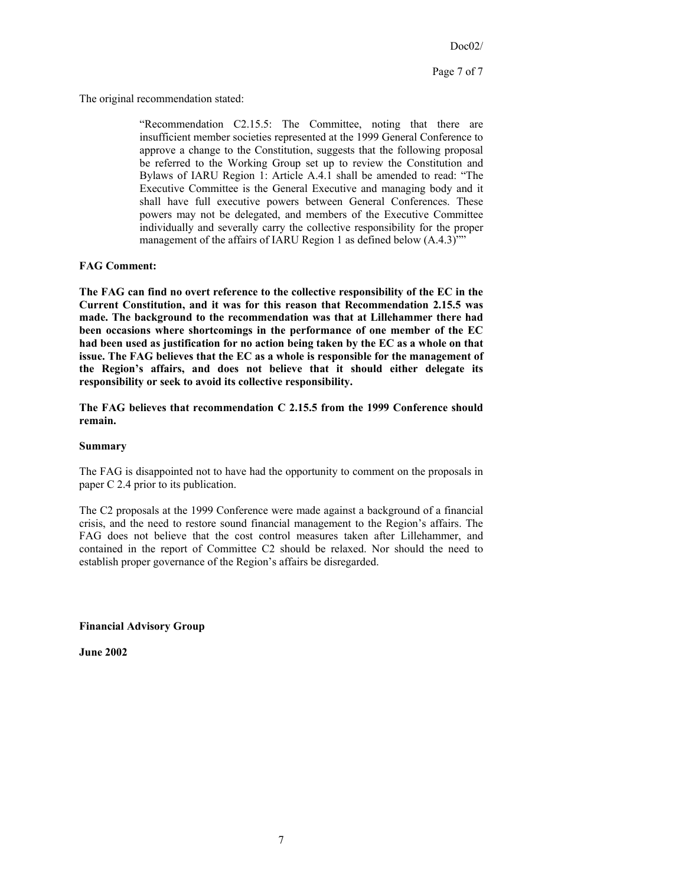The original recommendation stated:

> "Recommendation C2.15.5: The Committee, noting that there are insufficient member societies represented at the 1999 General Conference to approve a change to the Constitution, suggests that the following proposal be referred to the Working Group set up to review the Constitution and Bylaws of IARU Region 1: Article A.4.1 shall be amended to read: "The Executive Committee is the General Executive and managing body and it shall have full executive powers between General Conferences. These powers may not be delegated, and members of the Executive Committee individually and severally carry the collective responsibility for the proper management of the affairs of IARU Region 1 as defined below (A.4.3)""

**FAG Comment:**

**The FAG can find no overt reference to the collective responsibility of the EC in the Current Constitution, and it was for this reason that Recommendation 2.15.5 was made. The background to the recommendation was that at Lillehammer there had been occasions where shortcomings in the performance of one member of the EC had been used as justification for no action being taken by the EC as a whole on that issue. The FAG believes that the EC as a whole is responsible for the management of the Region's affairs, and does not believe that it should either delegate its responsibility or seek to avoid its collective responsibility.**

**The FAG believes that recommendation C 2.15.5 from the 1999 Conference should remain.**

**Summary**

The FAG is disappointed not to have had the opportunity to comment on the proposals in paper C 2.4 prior to its publication.

The C2 proposals at the 1999 Conference were made against a background of a financial crisis, and the need to restore sound financial management to the Region's affairs. The FAG does not believe that the cost control measures taken after Lillehammer, and contained in the report of Committee C2 should be relaxed. Nor should the need to establish proper governance of the Region's affairs be disregarded.

**Financial Advisory Group**

**June 2002**